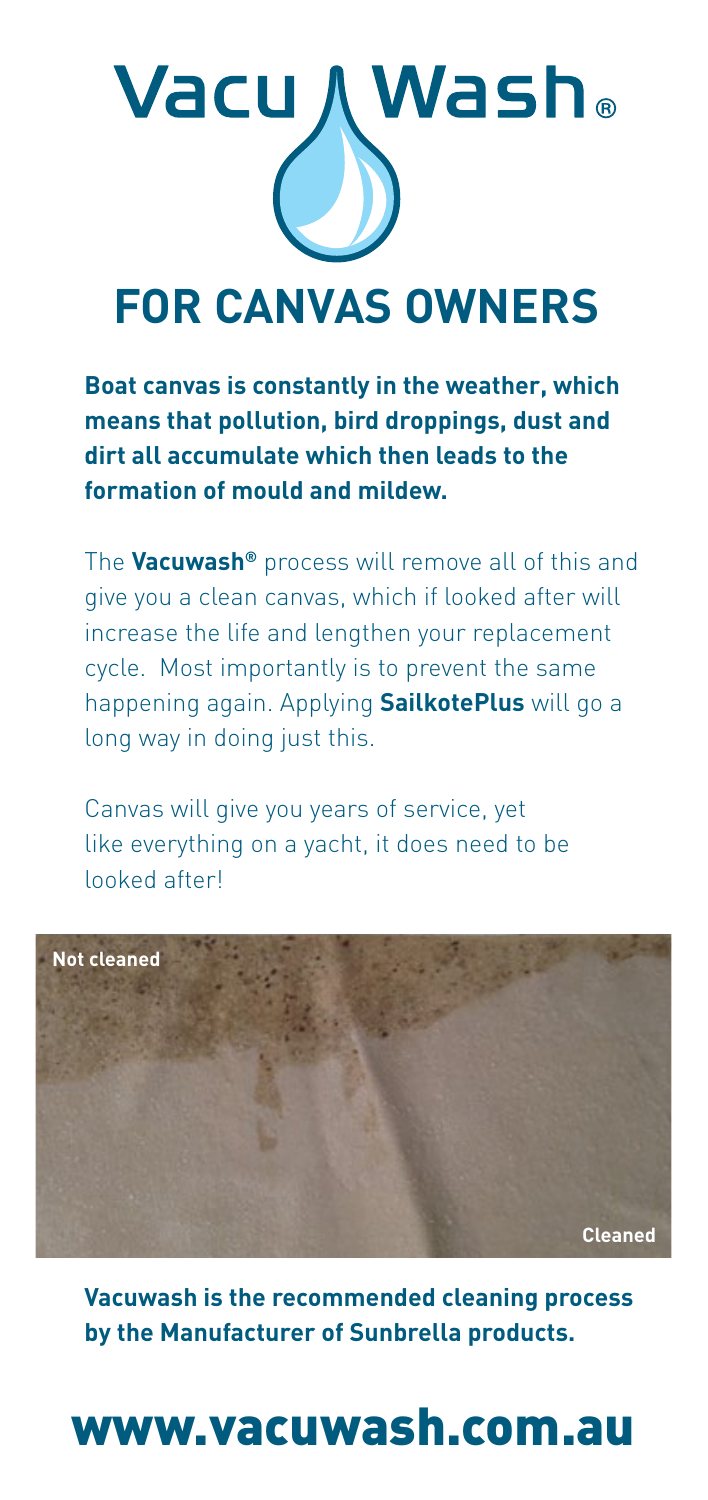# VacuWash®

## FOR CANVAS OWNERS

**Boat canvas is constantly in the weather, which means that pollution, bird droppings, dust and dirt all accumulate which then leads to the formation of mould and mildew.**

The **Vacuwash®** process will remove all of this and give you a clean canvas, which if looked after will increase the life and lengthen your replacement cycle. Most importantly is to prevent the same happening again. Applying **SailkotePlus** will go a long way in doing just this.

Canvas will give you years of service, yet like everything on a yacht, it does need to be looked after!

**Not cleaned**

**Cleaned**

**Vacuwash is the recommended cleaning process by the Manufacturer of Sunbrella products.**

# www.vacuwash.com.au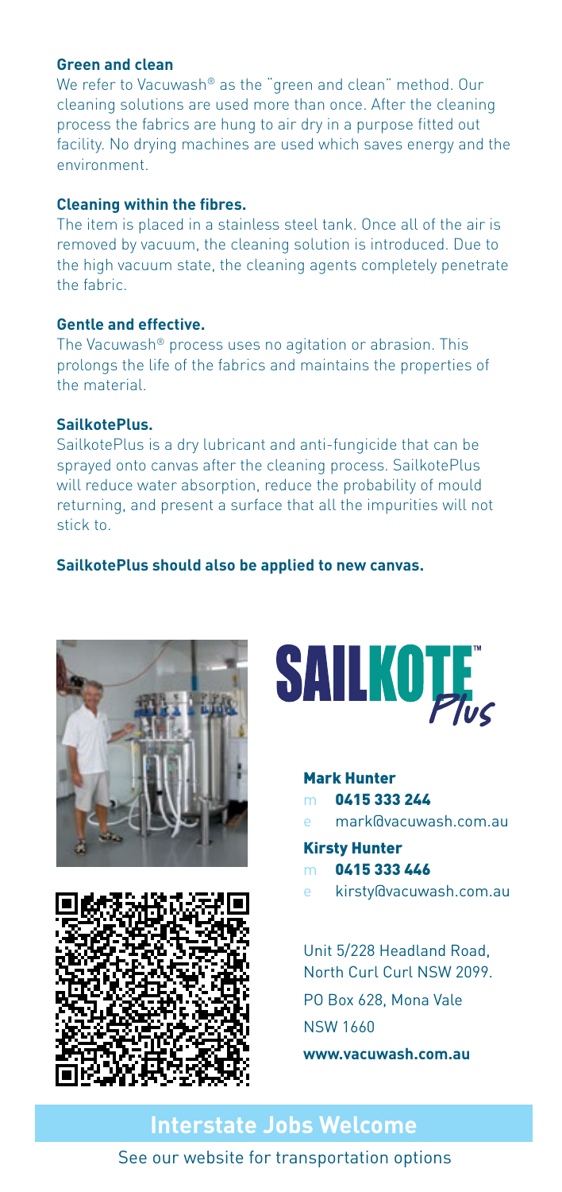**Green and clean**

We refer to Vacuwash® as the "green and clean" method. Our cleaning solutions are used more than once. After the cleaning process the fabrics are hung to air dry in a purpose fitted out facility. No drying machines are used which saves energy and the environment.

**Cleaning within the fibres.**

The item is placed in a stainless steel tank. Once all of the air is removed by vacuum, the cleaning solution is introduced. Due to the high vacuum state, the cleaning agents completely penetrate the fabric.

**Gentle and effective.**

The Vacuwash® process uses no agitation or abrasion. This prolongs the life of the fabrics and maintains the properties of the material.

**SailkotePlus.**

SailkotePlus is a dry lubricant and anti-fungicide that can be sprayed onto canvas after the cleaning process. SailkotePlus will reduce water absorption, reduce the probability of mould returning, and present a surface that all the impurities will not stick to.

**SailkotePlus should also be applied to new canvas.**

SAILKOTE™ Plus

**Mark Hunter**

m **0415 333 244**

e mark@vacuwash.com.au

**Kirsty Hunter**

m **0415 333 446**

e kirsty@vacuwash.com.au

Unit 5/228 Headland Road,
North Curl Curl NSW 2099.

PO Box 628, Mona Vale

NSW 1660

**www.vacuwash.com.au**

## Interstate Jobs Welcome

See our website for transportation options